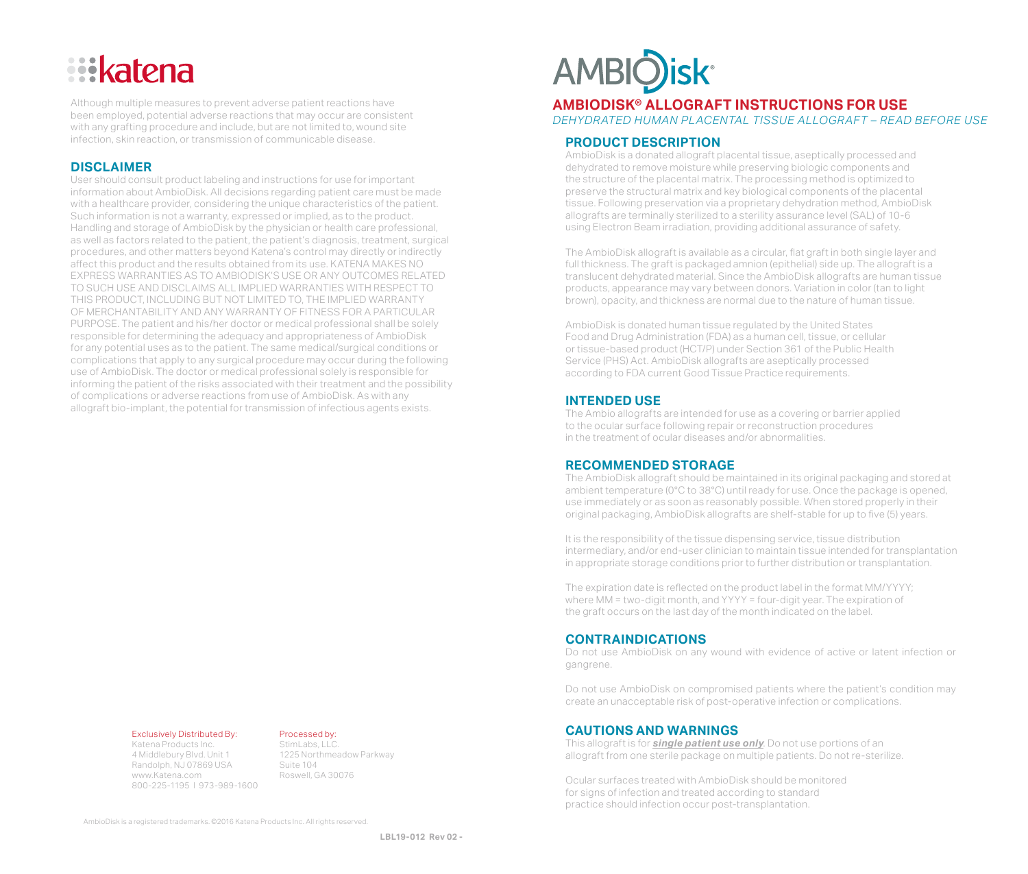# AMBIODISK® ALLOGRAFT INSTRUCTIONS FOR USE

*DEHYDRATED HUMAN PLACENTAL TISSUE ALLOGRAFT – READ BEFORE USE*

## PRODUCT DESCRIPTION

AmbioDisk is a donated allograft placental tissue, aseptically processed and dehydrated to remove moisture while preserving biologic components and the structure of the placental matrix. The processing method is optimized to preserve the structural matrix and key biological components of the placental tissue. Following preservation via a proprietary dehydration method, AmbioDisk allografts are terminally sterilized to a sterility assurance level (SAL) of 10-6 using Electron Beam irradiation, providing additional assurance of safety.

The AmbioDisk allograft is available as a circular, flat graft in both single layer and full thickness. The graft is packaged amnion (epithelial) side up. The allograft is a translucent dehydrated material. Since the AmbioDisk allografts are human tissue products, appearance may vary between donors. Variation in color (tan to light brown), opacity, and thickness are normal due to the nature of human tissue.

AmbioDisk is donated human tissue regulated by the United States Food and Drug Administration (FDA) as a human cell, tissue, or cellular or tissue-based product (HCT/P) under Section 361 of the Public Health Service (PHS) Act. AmbioDisk allografts are aseptically processed according to FDA current Good Tissue Practice requirements.

## INTENDED USE

The Ambio allografts are intended for use as a covering or barrier applied to the ocular surface following repair or reconstruction procedures in the treatment of ocular diseases and/or abnormalities.

## RECOMMENDED STORAGE

The AmbioDisk allograft should be maintained in its original packaging and stored at ambient temperature (0°C to 38°C) until ready for use. Once the package is opened, use immediately or as soon as reasonably possible. When stored properly in their original packaging, AmbioDisk allografts are shelf-stable for up to five (5) years.

It is the responsibility of the tissue dispensing service, tissue distribution intermediary, and/or end-user clinician to maintain tissue intended for transplantation in appropriate storage conditions prior to further distribution or transplantation.

The expiration date is reflected on the product label in the format MM/YYYY; where MM = two-digit month, and YYYY = four-digit year. The expiration of the graft occurs on the last day of the month indicated on the label.

## CONTRAINDICATIONS

Do not use AmbioDisk on any wound with evidence of active or latent infection or gangrene.

Do not use AmbioDisk on compromised patients where the patient's condition may create an unacceptable risk of post-operative infection or complications.

## CAUTIONS AND WARNINGS

This allograft is for ***single patient use only***. Do not use portions of an allograft from one sterile package on multiple patients. Do not re-sterilize.

Ocular surfaces treated with AmbioDisk should be monitored for signs of infection and treated according to standard practice should infection occur post-transplantation.

Although multiple measures to prevent adverse patient reactions have been employed, potential adverse reactions that may occur are consistent with any grafting procedure and include, but are not limited to, wound site infection, skin reaction, or transmission of communicable disease.

## DISCLAIMER

User should consult product labeling and instructions for use for important information about AmbioDisk. All decisions regarding patient care must be made with a healthcare provider, considering the unique characteristics of the patient. Such information is not a warranty, expressed or implied, as to the product. Handling and storage of AmbioDisk by the physician or health care professional, as well as factors related to the patient, the patient's diagnosis, treatment, surgical procedures, and other matters beyond Katena's control may directly or indirectly affect this product and the results obtained from its use. KATENA MAKES NO EXPRESS WARRANTIES AS TO AMBIODISK'S USE OR ANY OUTCOMES RELATED TO SUCH USE AND DISCLAIMS ALL IMPLIED WARRANTIES WITH RESPECT TO THIS PRODUCT, INCLUDING BUT NOT LIMITED TO, THE IMPLIED WARRANTY OF MERCHANTABILITY AND ANY WARRANTY OF FITNESS FOR A PARTICULAR PURPOSE. The patient and his/her doctor or medical professional shall be solely responsible for determining the adequacy and appropriateness of AmbioDisk for any potential uses as to the patient. The same medical/surgical conditions or complications that apply to any surgical procedure may occur during the following use of AmbioDisk. The doctor or medical professional solely is responsible for informing the patient of the risks associated with their treatment and the possibility of complications or adverse reactions from use of AmbioDisk. As with any allograft bio-implant, the potential for transmission of infectious agents exists.

Exclusively Distributed By:
Katena Products Inc.
4 Middlebury Blvd. Unit 1
Randolph, NJ 07869 USA
www.Katena.com
800-225-1195 | 973-989-1600

Processed by:
StimLabs, LLC.
1225 Northmeadow Parkway
Suite 104
Roswell, GA 30076

AmbioDisk is a registered trademarks. ©2016 Katena Products Inc. All rights reserved.

LBL19-012 Rev 02 -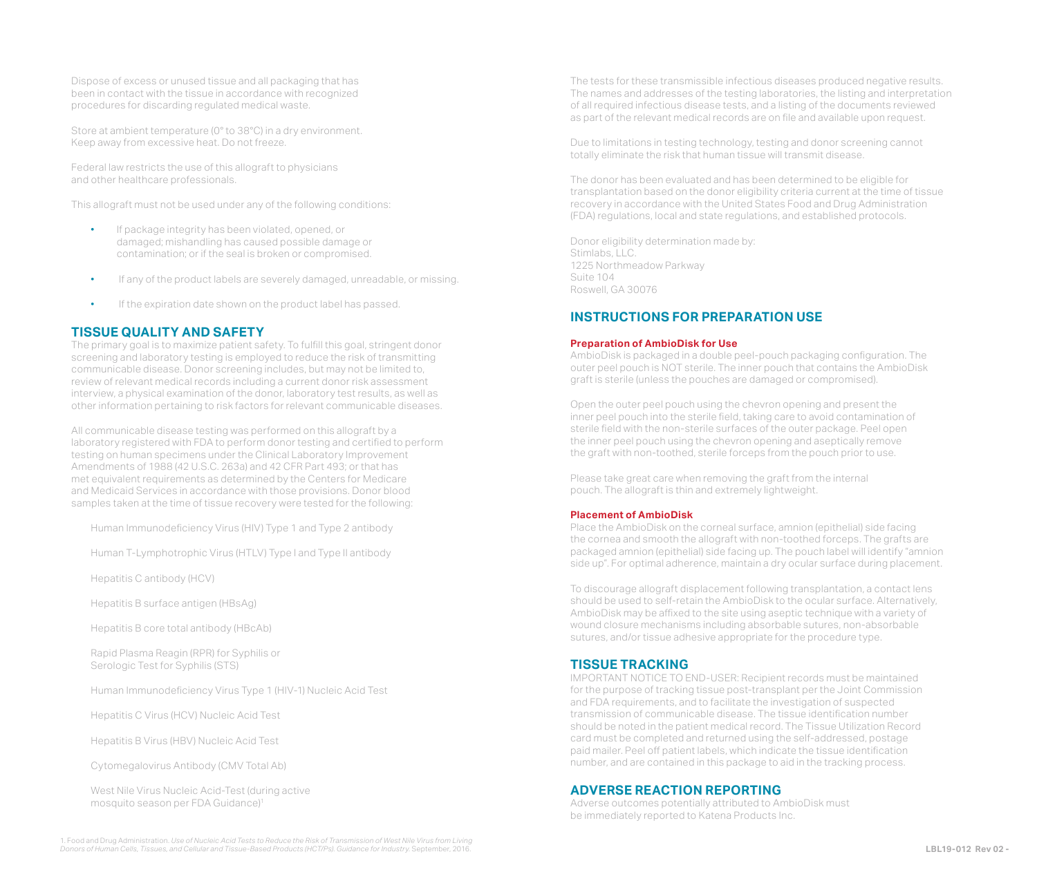Dispose of excess or unused tissue and all packaging that has been in contact with the tissue in accordance with recognized procedures for discarding regulated medical waste.

Store at ambient temperature (0° to 38°C) in a dry environment. Keep away from excessive heat. Do not freeze.

Federal law restricts the use of this allograft to physicians and other healthcare professionals.

This allograft must not be used under any of the following conditions:

- If package integrity has been violated, opened, or damaged; mishandling has caused possible damage or contamination; or if the seal is broken or compromised.
- If any of the product labels are severely damaged, unreadable, or missing.
- If the expiration date shown on the product label has passed.

## TISSUE QUALITY AND SAFETY

The primary goal is to maximize patient safety. To fulfill this goal, stringent donor screening and laboratory testing is employed to reduce the risk of transmitting communicable disease. Donor screening includes, but may not be limited to, review of relevant medical records including a current donor risk assessment interview, a physical examination of the donor, laboratory test results, as well as other information pertaining to risk factors for relevant communicable diseases.

All communicable disease testing was performed on this allograft by a laboratory registered with FDA to perform donor testing and certified to perform testing on human specimens under the Clinical Laboratory Improvement Amendments of 1988 (42 U.S.C. 263a) and 42 CFR Part 493; or that has met equivalent requirements as determined by the Centers for Medicare and Medicaid Services in accordance with those provisions. Donor blood samples taken at the time of tissue recovery were tested for the following:

Human Immunodeficiency Virus (HIV) Type 1 and Type 2 antibody

Human T-Lymphotrophic Virus (HTLV) Type I and Type II antibody

Hepatitis C antibody (HCV)

Hepatitis B surface antigen (HBsAg)

Hepatitis B core total antibody (HBcAb)

Rapid Plasma Reagin (RPR) for Syphilis or Serologic Test for Syphilis (STS)

Human Immunodeficiency Virus Type 1 (HIV-1) Nucleic Acid Test

Hepatitis C Virus (HCV) Nucleic Acid Test

Hepatitis B Virus (HBV) Nucleic Acid Test

Cytomegalovirus Antibody (CMV Total Ab)

West Nile Virus Nucleic Acid-Test (during active mosquito season per FDA Guidance)[1]

The tests for these transmissible infectious diseases produced negative results. The names and addresses of the testing laboratories, the listing and interpretation of all required infectious disease tests, and a listing of the documents reviewed as part of the relevant medical records are on file and available upon request.

Due to limitations in testing technology, testing and donor screening cannot totally eliminate the risk that human tissue will transmit disease.

The donor has been evaluated and has been determined to be eligible for transplantation based on the donor eligibility criteria current at the time of tissue recovery in accordance with the United States Food and Drug Administration (FDA) regulations, local and state regulations, and established protocols.

Donor eligibility determination made by:
Stimlabs, LLC.
1225 Northmeadow Parkway
Suite 104
Roswell, GA 30076

## INSTRUCTIONS FOR PREPARATION USE

### Preparation of AmbioDisk for Use

AmbioDisk is packaged in a double peel-pouch packaging configuration. The outer peel pouch is NOT sterile. The inner pouch that contains the AmbioDisk graft is sterile (unless the pouches are damaged or compromised).

Open the outer peel pouch using the chevron opening and present the inner peel pouch into the sterile field, taking care to avoid contamination of sterile field with the non-sterile surfaces of the outer package. Peel open the inner peel pouch using the chevron opening and aseptically remove the graft with non-toothed, sterile forceps from the pouch prior to use.

Please take great care when removing the graft from the internal pouch. The allograft is thin and extremely lightweight.

### Placement of AmbioDisk

Place the AmbioDisk on the corneal surface, amnion (epithelial) side facing the cornea and smooth the allograft with non-toothed forceps. The grafts are packaged amnion (epithelial) side facing up. The pouch label will identify "amnion side up". For optimal adherence, maintain a dry ocular surface during placement.

To discourage allograft displacement following transplantation, a contact lens should be used to self-retain the AmbioDisk to the ocular surface. Alternatively, AmbioDisk may be affixed to the site using aseptic technique with a variety of wound closure mechanisms including absorbable sutures, non-absorbable sutures, and/or tissue adhesive appropriate for the procedure type.

## TISSUE TRACKING

IMPORTANT NOTICE TO END-USER: Recipient records must be maintained for the purpose of tracking tissue post-transplant per the Joint Commission and FDA requirements, and to facilitate the investigation of suspected transmission of communicable disease. The tissue identification number should be noted in the patient medical record. The Tissue Utilization Record card must be completed and returned using the self-addressed, postage paid mailer. Peel off patient labels, which indicate the tissue identification number, and are contained in this package to aid in the tracking process.

## ADVERSE REACTION REPORTING

Adverse outcomes potentially attributed to AmbioDisk must be immediately reported to Katena Products Inc.

1. Food and Drug Administration. *Use of Nucleic Acid Tests to Reduce the Risk of Transmission of West Nile Virus from Living Donors of Human Cells, Tissues, and Cellular and Tissue-Based Products (HCT/Ps). Guidance for Industry.* September, 2016.

LBL19-012 Rev 02 -